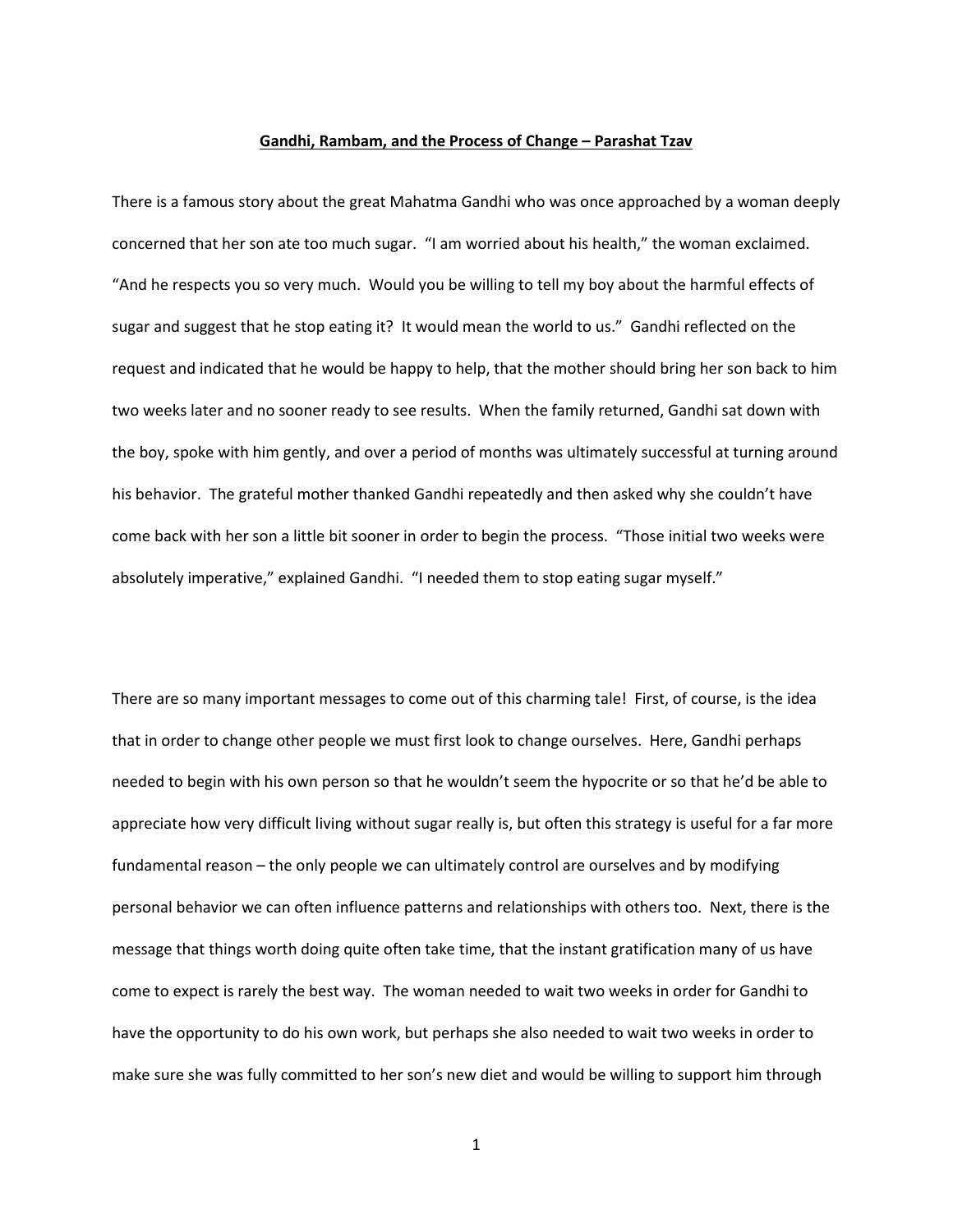# Gandhi, Rambam, and the Process of Change – Parashat Tzav

There is a famous story about the great Mahatma Gandhi who was once approached by a woman deeply concerned that her son ate too much sugar. "I am worried about his health," the woman exclaimed. "And he respects you so very much. Would you be willing to tell my boy about the harmful effects of sugar and suggest that he stop eating it? It would mean the world to us." Gandhi reflected on the request and indicated that he would be happy to help, that the mother should bring her son back to him two weeks later and no sooner ready to see results. When the family returned, Gandhi sat down with the boy, spoke with him gently, and over a period of months was ultimately successful at turning around his behavior. The grateful mother thanked Gandhi repeatedly and then asked why she couldn't have come back with her son a little bit sooner in order to begin the process. "Those initial two weeks were absolutely imperative," explained Gandhi. "I needed them to stop eating sugar myself."

There are so many important messages to come out of this charming tale! First, of course, is the idea that in order to change other people we must first look to change ourselves. Here, Gandhi perhaps needed to begin with his own person so that he wouldn't seem the hypocrite or so that he'd be able to appreciate how very difficult living without sugar really is, but often this strategy is useful for a far more fundamental reason – the only people we can ultimately control are ourselves and by modifying personal behavior we can often influence patterns and relationships with others too. Next, there is the message that things worth doing quite often take time, that the instant gratification many of us have come to expect is rarely the best way. The woman needed to wait two weeks in order for Gandhi to have the opportunity to do his own work, but perhaps she also needed to wait two weeks in order to make sure she was fully committed to her son's new diet and would be willing to support him through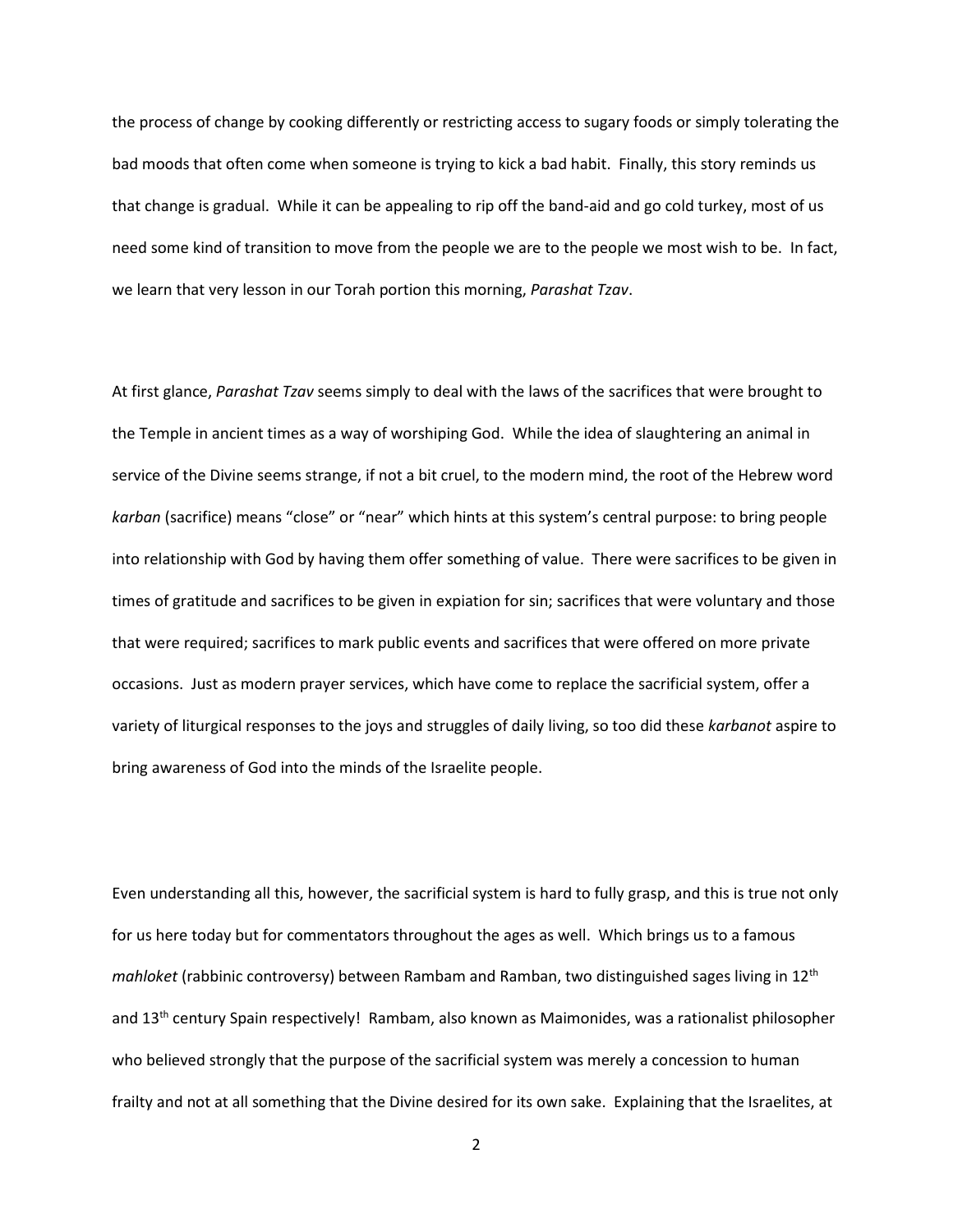the process of change by cooking differently or restricting access to sugary foods or simply tolerating the bad moods that often come when someone is trying to kick a bad habit. Finally, this story reminds us that change is gradual. While it can be appealing to rip off the band-aid and go cold turkey, most of us need some kind of transition to move from the people we are to the people we most wish to be. In fact, we learn that very lesson in our Torah portion this morning, *Parashat Tzav*.

At first glance, *Parashat Tzav* seems simply to deal with the laws of the sacrifices that were brought to the Temple in ancient times as a way of worshiping God. While the idea of slaughtering an animal in service of the Divine seems strange, if not a bit cruel, to the modern mind, the root of the Hebrew word *karban* (sacrifice) means "close" or "near" which hints at this system's central purpose: to bring people into relationship with God by having them offer something of value. There were sacrifices to be given in times of gratitude and sacrifices to be given in expiation for sin; sacrifices that were voluntary and those that were required; sacrifices to mark public events and sacrifices that were offered on more private occasions. Just as modern prayer services, which have come to replace the sacrificial system, offer a variety of liturgical responses to the joys and struggles of daily living, so too did these *karbanot* aspire to bring awareness of God into the minds of the Israelite people.

Even understanding all this, however, the sacrificial system is hard to fully grasp, and this is true not only for us here today but for commentators throughout the ages as well. Which brings us to a famous *mahloket* (rabbinic controversy) between Rambam and Ramban, two distinguished sages living in 12th and 13th century Spain respectively! Rambam, also known as Maimonides, was a rationalist philosopher who believed strongly that the purpose of the sacrificial system was merely a concession to human frailty and not at all something that the Divine desired for its own sake. Explaining that the Israelites, at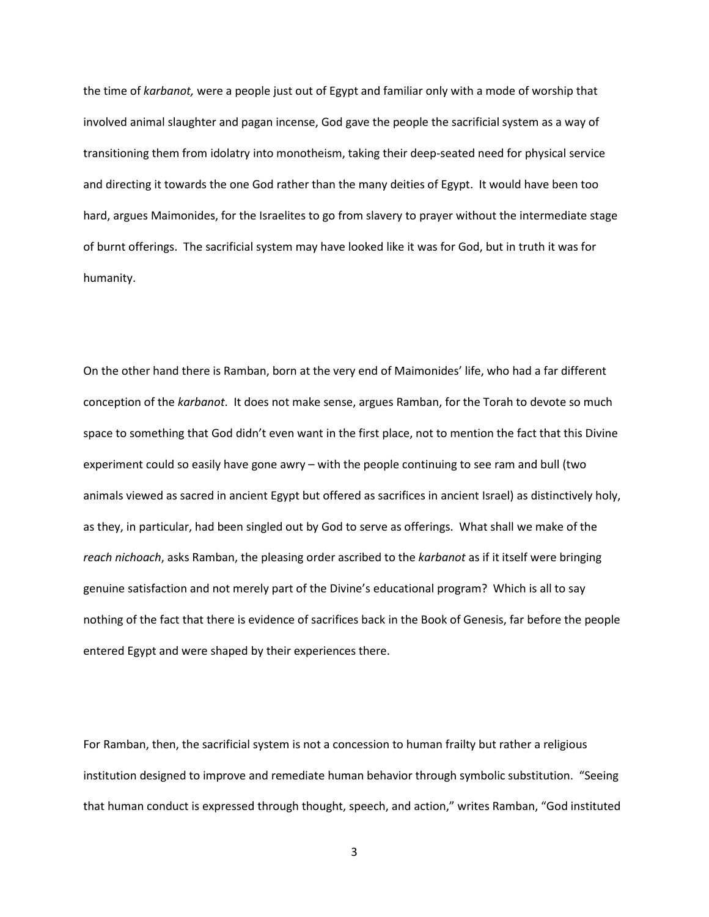the time of *karbanot,* were a people just out of Egypt and familiar only with a mode of worship that involved animal slaughter and pagan incense, God gave the people the sacrificial system as a way of transitioning them from idolatry into monotheism, taking their deep-seated need for physical service and directing it towards the one God rather than the many deities of Egypt. It would have been too hard, argues Maimonides, for the Israelites to go from slavery to prayer without the intermediate stage of burnt offerings. The sacrificial system may have looked like it was for God, but in truth it was for humanity.

On the other hand there is Ramban, born at the very end of Maimonides' life, who had a far different conception of the *karbanot*. It does not make sense, argues Ramban, for the Torah to devote so much space to something that God didn't even want in the first place, not to mention the fact that this Divine experiment could so easily have gone awry – with the people continuing to see ram and bull (two animals viewed as sacred in ancient Egypt but offered as sacrifices in ancient Israel) as distinctively holy, as they, in particular, had been singled out by God to serve as offerings. What shall we make of the *reach nichoach*, asks Ramban, the pleasing order ascribed to the *karbanot* as if it itself were bringing genuine satisfaction and not merely part of the Divine's educational program? Which is all to say nothing of the fact that there is evidence of sacrifices back in the Book of Genesis, far before the people entered Egypt and were shaped by their experiences there.

For Ramban, then, the sacrificial system is not a concession to human frailty but rather a religious institution designed to improve and remediate human behavior through symbolic substitution. "Seeing that human conduct is expressed through thought, speech, and action," writes Ramban, "God instituted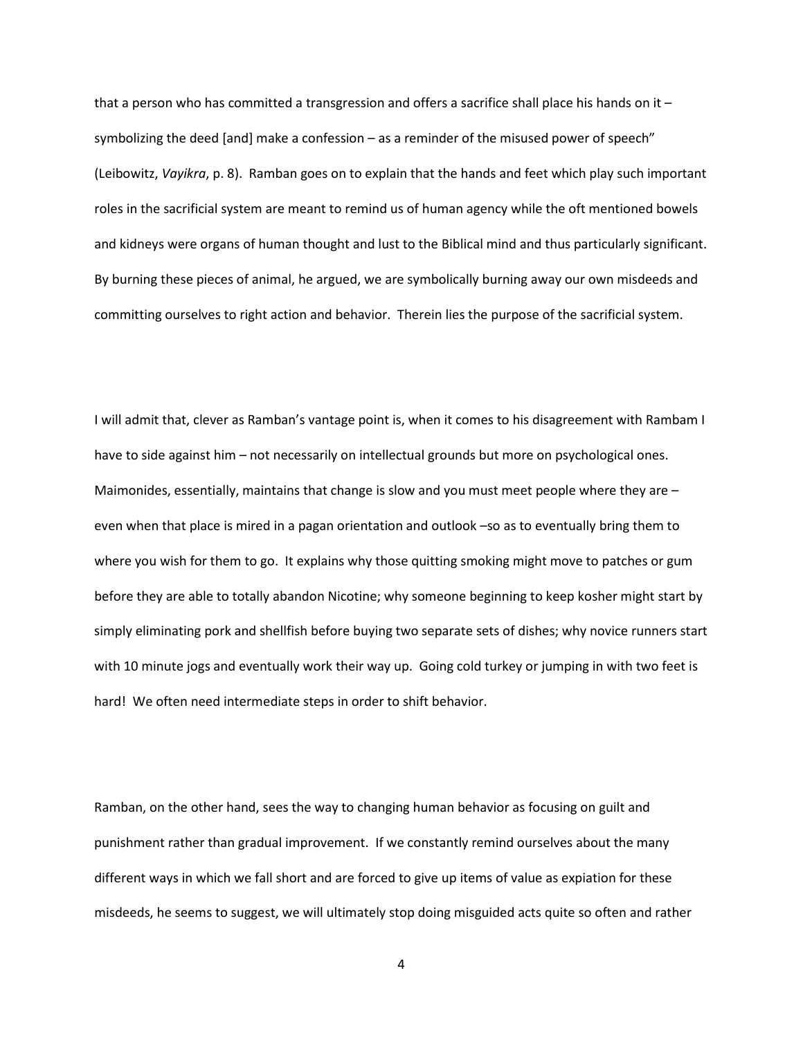that a person who has committed a transgression and offers a sacrifice shall place his hands on it – symbolizing the deed [and] make a confession – as a reminder of the misused power of speech" (Leibowitz, *Vayikra*, p. 8). Ramban goes on to explain that the hands and feet which play such important roles in the sacrificial system are meant to remind us of human agency while the oft mentioned bowels and kidneys were organs of human thought and lust to the Biblical mind and thus particularly significant. By burning these pieces of animal, he argued, we are symbolically burning away our own misdeeds and committing ourselves to right action and behavior. Therein lies the purpose of the sacrificial system.

I will admit that, clever as Ramban's vantage point is, when it comes to his disagreement with Rambam I have to side against him – not necessarily on intellectual grounds but more on psychological ones. Maimonides, essentially, maintains that change is slow and you must meet people where they are – even when that place is mired in a pagan orientation and outlook –so as to eventually bring them to where you wish for them to go. It explains why those quitting smoking might move to patches or gum before they are able to totally abandon Nicotine; why someone beginning to keep kosher might start by simply eliminating pork and shellfish before buying two separate sets of dishes; why novice runners start with 10 minute jogs and eventually work their way up. Going cold turkey or jumping in with two feet is hard! We often need intermediate steps in order to shift behavior.

Ramban, on the other hand, sees the way to changing human behavior as focusing on guilt and punishment rather than gradual improvement. If we constantly remind ourselves about the many different ways in which we fall short and are forced to give up items of value as expiation for these misdeeds, he seems to suggest, we will ultimately stop doing misguided acts quite so often and rather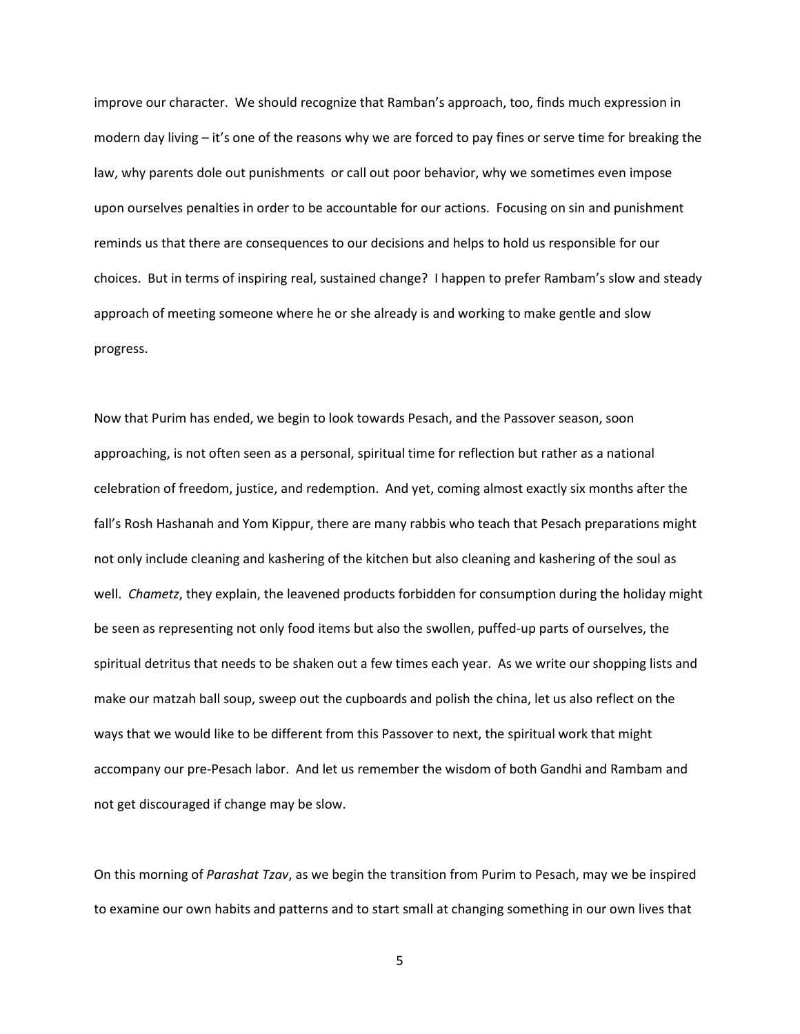improve our character. We should recognize that Ramban's approach, too, finds much expression in modern day living – it's one of the reasons why we are forced to pay fines or serve time for breaking the law, why parents dole out punishments or call out poor behavior, why we sometimes even impose upon ourselves penalties in order to be accountable for our actions. Focusing on sin and punishment reminds us that there are consequences to our decisions and helps to hold us responsible for our choices. But in terms of inspiring real, sustained change? I happen to prefer Rambam's slow and steady approach of meeting someone where he or she already is and working to make gentle and slow progress.

Now that Purim has ended, we begin to look towards Pesach, and the Passover season, soon approaching, is not often seen as a personal, spiritual time for reflection but rather as a national celebration of freedom, justice, and redemption. And yet, coming almost exactly six months after the fall's Rosh Hashanah and Yom Kippur, there are many rabbis who teach that Pesach preparations might not only include cleaning and kashering of the kitchen but also cleaning and kashering of the soul as well. *Chametz*, they explain, the leavened products forbidden for consumption during the holiday might be seen as representing not only food items but also the swollen, puffed-up parts of ourselves, the spiritual detritus that needs to be shaken out a few times each year. As we write our shopping lists and make our matzah ball soup, sweep out the cupboards and polish the china, let us also reflect on the ways that we would like to be different from this Passover to next, the spiritual work that might accompany our pre-Pesach labor. And let us remember the wisdom of both Gandhi and Rambam and not get discouraged if change may be slow.

On this morning of *Parashat Tzav*, as we begin the transition from Purim to Pesach, may we be inspired to examine our own habits and patterns and to start small at changing something in our own lives that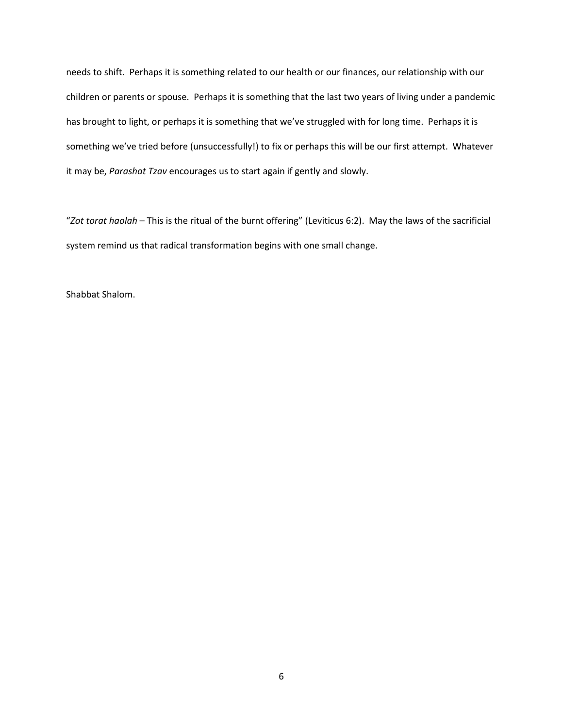needs to shift. Perhaps it is something related to our health or our finances, our relationship with our children or parents or spouse. Perhaps it is something that the last two years of living under a pandemic has brought to light, or perhaps it is something that we've struggled with for long time. Perhaps it is something we've tried before (unsuccessfully!) to fix or perhaps this will be our first attempt. Whatever it may be, *Parashat Tzav* encourages us to start again if gently and slowly.

"*Zot torat haolah* – This is the ritual of the burnt offering" (Leviticus 6:2). May the laws of the sacrificial system remind us that radical transformation begins with one small change.

Shabbat Shalom.